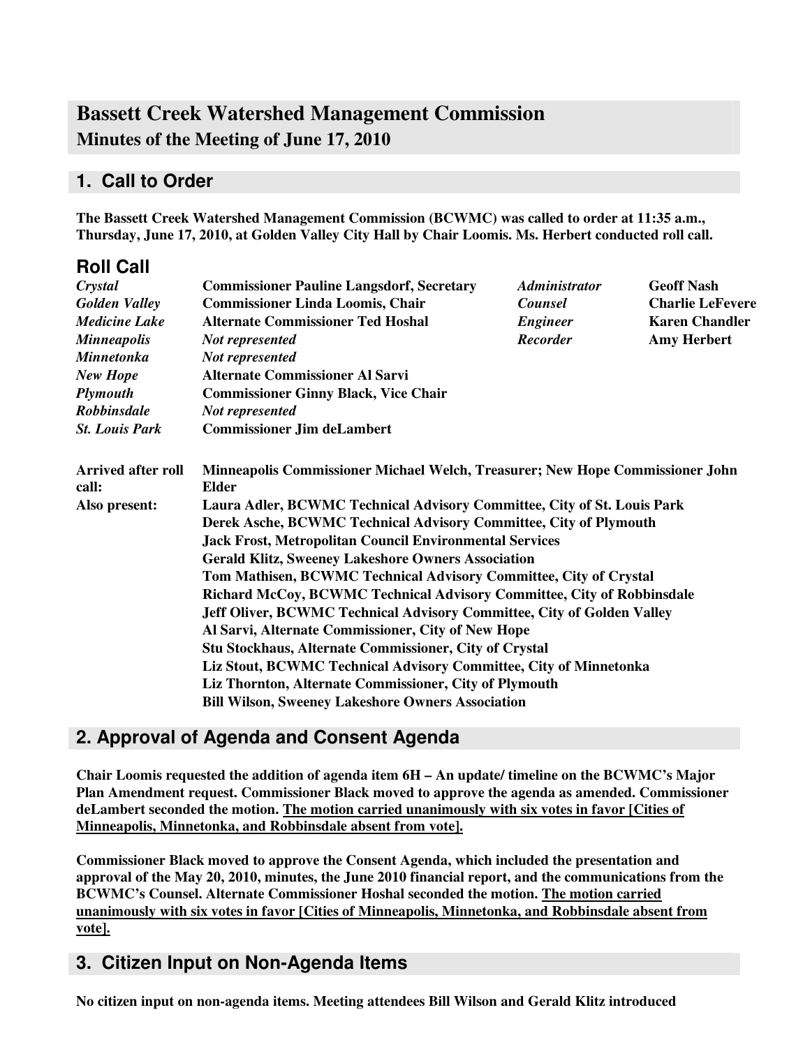# Bassett Creek Watershed Management Commission

## Minutes of the Meeting of June 17, 2010

## 1. Call to Order

**The Bassett Creek Watershed Management Commission (BCWMC) was called to order at 11:35 a.m., Thursday, June 17, 2010, at Golden Valley City Hall by Chair Loomis. Ms. Herbert conducted roll call.**

### Roll Call

| | | | |
|---|---|---|---|
| ***Crystal*** | **Commissioner Pauline Langsdorf, Secretary** | ***Administrator*** | **Geoff Nash** |
| ***Golden Valley*** | **Commissioner Linda Loomis, Chair** | ***Counsel*** | **Charlie LeFevere** |
| ***Medicine Lake*** | **Alternate Commissioner Ted Hoshal** | ***Engineer*** | **Karen Chandler** |
| ***Minneapolis*** | ***Not represented*** | ***Recorder*** | **Amy Herbert** |
| ***Minnetonka*** | ***Not represented*** | | |
| ***New Hope*** | **Alternate Commissioner Al Sarvi** | | |
| ***Plymouth*** | **Commissioner Ginny Black, Vice Chair** | | |
| ***Robbinsdale*** | ***Not represented*** | | |
| ***St. Louis Park*** | **Commissioner Jim deLambert** | | |

**Arrived after roll call:** **Minneapolis Commissioner Michael Welch, Treasurer; New Hope Commissioner John Elder**

**Also present:**
**Laura Adler, BCWMC Technical Advisory Committee, City of St. Louis Park**
**Derek Asche, BCWMC Technical Advisory Committee, City of Plymouth**
**Jack Frost, Metropolitan Council Environmental Services**
**Gerald Klitz, Sweeney Lakeshore Owners Association**
**Tom Mathisen, BCWMC Technical Advisory Committee, City of Crystal**
**Richard McCoy, BCWMC Technical Advisory Committee, City of Robbinsdale**
**Jeff Oliver, BCWMC Technical Advisory Committee, City of Golden Valley**
**Al Sarvi, Alternate Commissioner, City of New Hope**
**Stu Stockhaus, Alternate Commissioner, City of Crystal**
**Liz Stout, BCWMC Technical Advisory Committee, City of Minnetonka**
**Liz Thornton, Alternate Commissioner, City of Plymouth**
**Bill Wilson, Sweeney Lakeshore Owners Association**

## 2. Approval of Agenda and Consent Agenda

**Chair Loomis requested the addition of agenda item 6H – An update/ timeline on the BCWMC's Major Plan Amendment request. Commissioner Black moved to approve the agenda as amended. Commissioner deLambert seconded the motion. <u>The motion carried unanimously with six votes in favor [Cities of Minneapolis, Minnetonka, and Robbinsdale absent from vote].</u>**

**Commissioner Black moved to approve the Consent Agenda, which included the presentation and approval of the May 20, 2010, minutes, the June 2010 financial report, and the communications from the BCWMC's Counsel. Alternate Commissioner Hoshal seconded the motion. <u>The motion carried unanimously with six votes in favor [Cities of Minneapolis, Minnetonka, and Robbinsdale absent from vote].</u>**

## 3. Citizen Input on Non-Agenda Items

**No citizen input on non-agenda items. Meeting attendees Bill Wilson and Gerald Klitz introduced**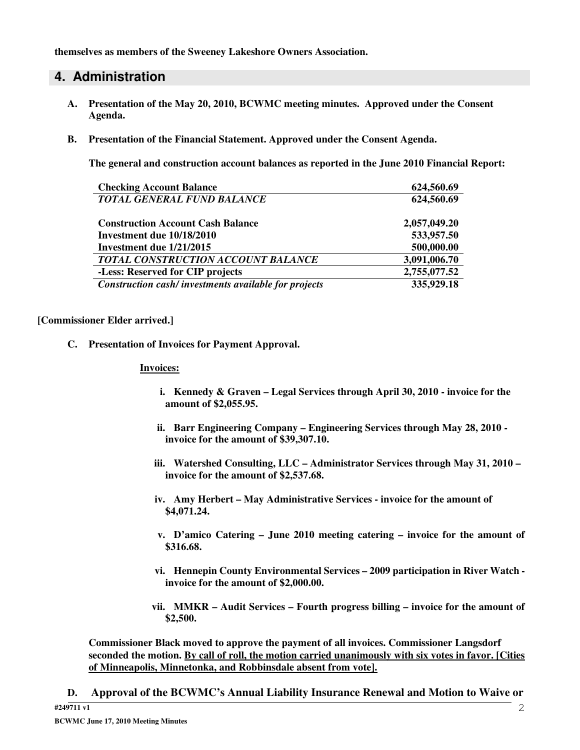**themselves as members of the Sweeney Lakeshore Owners Association.**

## 4. Administration

**A. Presentation of the May 20, 2010, BCWMC meeting minutes. Approved under the Consent Agenda.**

**B. Presentation of the Financial Statement. Approved under the Consent Agenda.**

**The general and construction account balances as reported in the June 2010 Financial Report:**

| | |
|---|---|
| **Checking Account Balance** | **624,560.69** |
| ***TOTAL GENERAL FUND BALANCE*** | **624,560.69** |
| | |
| **Construction Account Cash Balance** | **2,057,049.20** |
| **Investment due 10/18/2010** | **533,957.50** |
| **Investment due 1/21/2015** | **500,000.00** |
| ***TOTAL CONSTRUCTION ACCOUNT BALANCE*** | **3,091,006.70** |
| **-Less: Reserved for CIP projects** | **2,755,077.52** |
| ***Construction cash/ investments available for projects*** | **335,929.18** |

**[Commissioner Elder arrived.]**

**C. Presentation of Invoices for Payment Approval.**

**Invoices:**

- **i. Kennedy & Graven – Legal Services through April 30, 2010 - invoice for the amount of $2,055.95.**
- **ii. Barr Engineering Company – Engineering Services through May 28, 2010 - invoice for the amount of $39,307.10.**
- **iii. Watershed Consulting, LLC – Administrator Services through May 31, 2010 – invoice for the amount of $2,537.68.**
- **iv. Amy Herbert – May Administrative Services - invoice for the amount of $4,071.24.**
- **v. D'amico Catering – June 2010 meeting catering – invoice for the amount of $316.68.**
- **vi. Hennepin County Environmental Services – 2009 participation in River Watch - invoice for the amount of $2,000.00.**
- **vii. MMKR – Audit Services – Fourth progress billing – invoice for the amount of $2,500.**

**Commissioner Black moved to approve the payment of all invoices. Commissioner Langsdorf seconded the motion. <u>By call of roll, the motion carried unanimously with six votes in favor. [Cities of Minneapolis, Minnetonka, and Robbinsdale absent from vote].</u>**

**D. Approval of the BCWMC's Annual Liability Insurance Renewal and Motion to Waive or**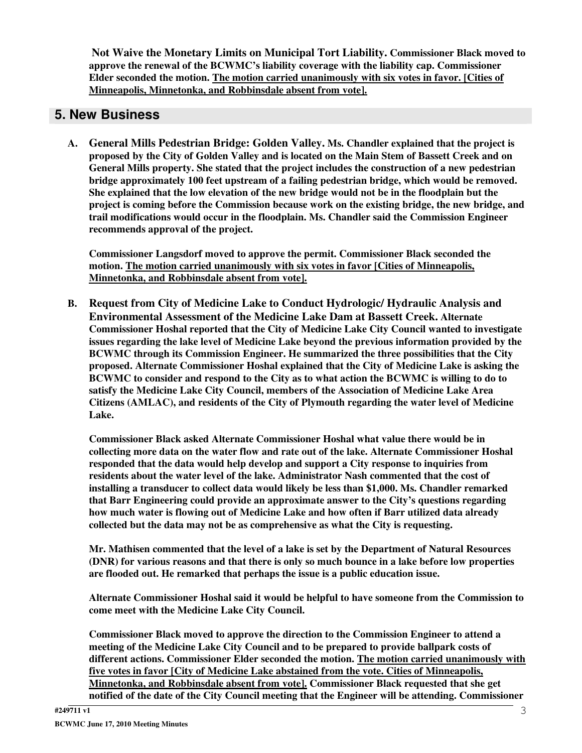**Not Waive the Monetary Limits on Municipal Tort Liability. Commissioner Black moved to approve the renewal of the BCWMC's liability coverage with the liability cap. Commissioner Elder seconded the motion. <u>The motion carried unanimously with six votes in favor. [Cities of Minneapolis, Minnetonka, and Robbinsdale absent from vote].</u>**

## 5. New Business

**A. General Mills Pedestrian Bridge: Golden Valley. Ms. Chandler explained that the project is proposed by the City of Golden Valley and is located on the Main Stem of Bassett Creek and on General Mills property. She stated that the project includes the construction of a new pedestrian bridge approximately 100 feet upstream of a failing pedestrian bridge, which would be removed. She explained that the low elevation of the new bridge would not be in the floodplain but the project is coming before the Commission because work on the existing bridge, the new bridge, and trail modifications would occur in the floodplain. Ms. Chandler said the Commission Engineer recommends approval of the project.**

**Commissioner Langsdorf moved to approve the permit. Commissioner Black seconded the motion. <u>The motion carried unanimously with six votes in favor [Cities of Minneapolis, Minnetonka, and Robbinsdale absent from vote].</u>**

**B. Request from City of Medicine Lake to Conduct Hydrologic/ Hydraulic Analysis and Environmental Assessment of the Medicine Lake Dam at Bassett Creek. Alternate Commissioner Hoshal reported that the City of Medicine Lake City Council wanted to investigate issues regarding the lake level of Medicine Lake beyond the previous information provided by the BCWMC through its Commission Engineer. He summarized the three possibilities that the City proposed. Alternate Commissioner Hoshal explained that the City of Medicine Lake is asking the BCWMC to consider and respond to the City as to what action the BCWMC is willing to do to satisfy the Medicine Lake City Council, members of the Association of Medicine Lake Area Citizens (AMLAC), and residents of the City of Plymouth regarding the water level of Medicine Lake.**

**Commissioner Black asked Alternate Commissioner Hoshal what value there would be in collecting more data on the water flow and rate out of the lake. Alternate Commissioner Hoshal responded that the data would help develop and support a City response to inquiries from residents about the water level of the lake. Administrator Nash commented that the cost of installing a transducer to collect data would likely be less than $1,000. Ms. Chandler remarked that Barr Engineering could provide an approximate answer to the City's questions regarding how much water is flowing out of Medicine Lake and how often if Barr utilized data already collected but the data may not be as comprehensive as what the City is requesting.**

**Mr. Mathisen commented that the level of a lake is set by the Department of Natural Resources (DNR) for various reasons and that there is only so much bounce in a lake before low properties are flooded out. He remarked that perhaps the issue is a public education issue.**

**Alternate Commissioner Hoshal said it would be helpful to have someone from the Commission to come meet with the Medicine Lake City Council.**

**Commissioner Black moved to approve the direction to the Commission Engineer to attend a meeting of the Medicine Lake City Council and to be prepared to provide ballpark costs of different actions. Commissioner Elder seconded the motion. <u>The motion carried unanimously with five votes in favor [City of Medicine Lake abstained from the vote. Cities of Minneapolis, Minnetonka, and Robbinsdale absent from vote].</u> Commissioner Black requested that she get notified of the date of the City Council meeting that the Engineer will be attending. Commissioner**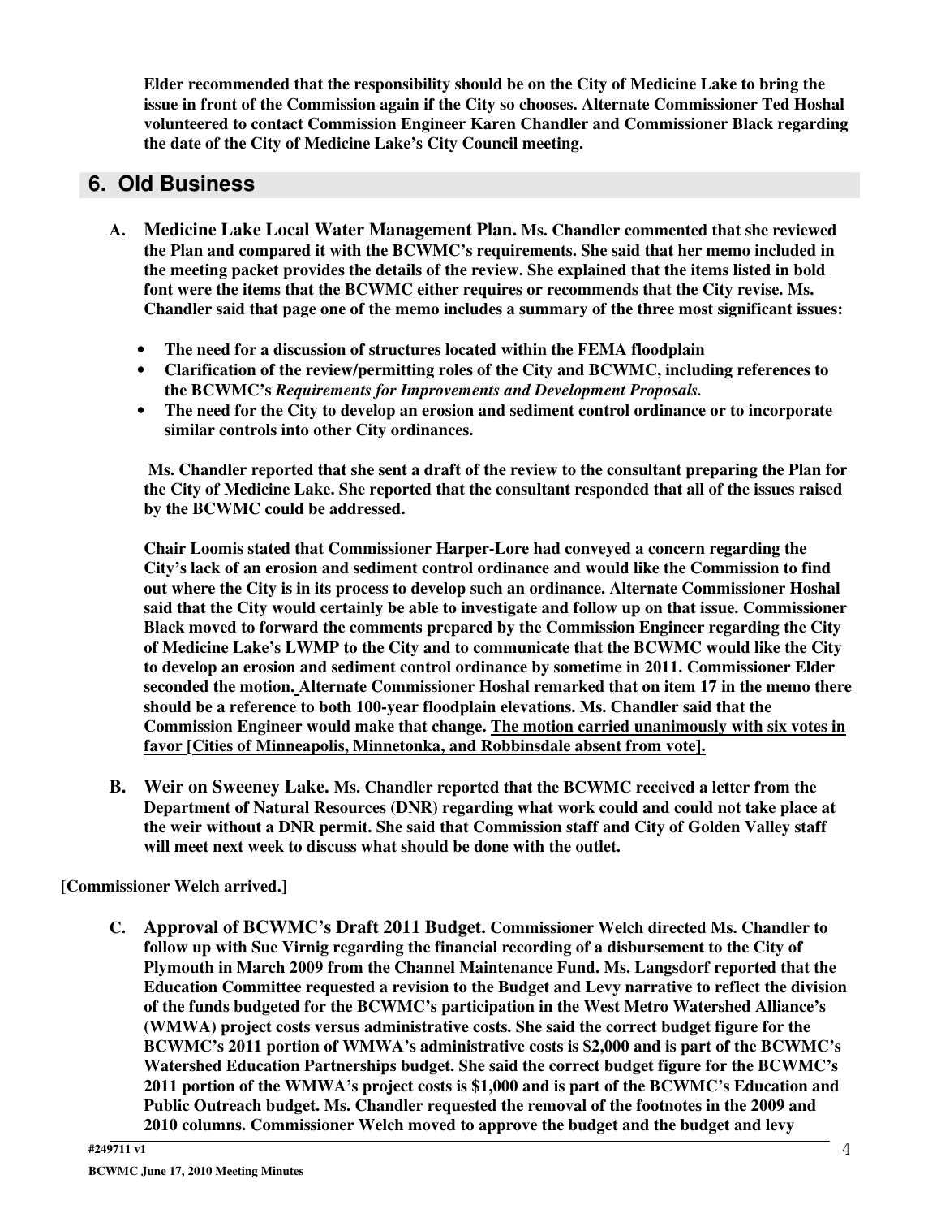**Elder recommended that the responsibility should be on the City of Medicine Lake to bring the issue in front of the Commission again if the City so chooses. Alternate Commissioner Ted Hoshal volunteered to contact Commission Engineer Karen Chandler and Commissioner Black regarding the date of the City of Medicine Lake's City Council meeting.**

## 6. Old Business

**A. Medicine Lake Local Water Management Plan. Ms. Chandler commented that she reviewed the Plan and compared it with the BCWMC's requirements. She said that her memo included in the meeting packet provides the details of the review. She explained that the items listed in bold font were the items that the BCWMC either requires or recommends that the City revise. Ms. Chandler said that page one of the memo includes a summary of the three most significant issues:**

- **The need for a discussion of structures located within the FEMA floodplain**
- **Clarification of the review/permitting roles of the City and BCWMC, including references to the BCWMC's *Requirements for Improvements and Development Proposals.***
- **The need for the City to develop an erosion and sediment control ordinance or to incorporate similar controls into other City ordinances.**

**Ms. Chandler reported that she sent a draft of the review to the consultant preparing the Plan for the City of Medicine Lake. She reported that the consultant responded that all of the issues raised by the BCWMC could be addressed.**

**Chair Loomis stated that Commissioner Harper-Lore had conveyed a concern regarding the City's lack of an erosion and sediment control ordinance and would like the Commission to find out where the City is in its process to develop such an ordinance. Alternate Commissioner Hoshal said that the City would certainly be able to investigate and follow up on that issue. Commissioner Black moved to forward the comments prepared by the Commission Engineer regarding the City of Medicine Lake's LWMP to the City and to communicate that the BCWMC would like the City to develop an erosion and sediment control ordinance by sometime in 2011. Commissioner Elder seconded the motion. Alternate Commissioner Hoshal remarked that on item 17 in the memo there should be a reference to both 100-year floodplain elevations. Ms. Chandler said that the Commission Engineer would make that change. <u>The motion carried unanimously with six votes in favor [Cities of Minneapolis, Minnetonka, and Robbinsdale absent from vote].</u>**

**B. Weir on Sweeney Lake. Ms. Chandler reported that the BCWMC received a letter from the Department of Natural Resources (DNR) regarding what work could and could not take place at the weir without a DNR permit. She said that Commission staff and City of Golden Valley staff will meet next week to discuss what should be done with the outlet.**

**[Commissioner Welch arrived.]**

**C. Approval of BCWMC's Draft 2011 Budget. Commissioner Welch directed Ms. Chandler to follow up with Sue Virnig regarding the financial recording of a disbursement to the City of Plymouth in March 2009 from the Channel Maintenance Fund. Ms. Langsdorf reported that the Education Committee requested a revision to the Budget and Levy narrative to reflect the division of the funds budgeted for the BCWMC's participation in the West Metro Watershed Alliance's (WMWA) project costs versus administrative costs. She said the correct budget figure for the BCWMC's 2011 portion of WMWA's administrative costs is $2,000 and is part of the BCWMC's Watershed Education Partnerships budget. She said the correct budget figure for the BCWMC's 2011 portion of the WMWA's project costs is $1,000 and is part of the BCWMC's Education and Public Outreach budget. Ms. Chandler requested the removal of the footnotes in the 2009 and 2010 columns. Commissioner Welch moved to approve the budget and the budget and levy**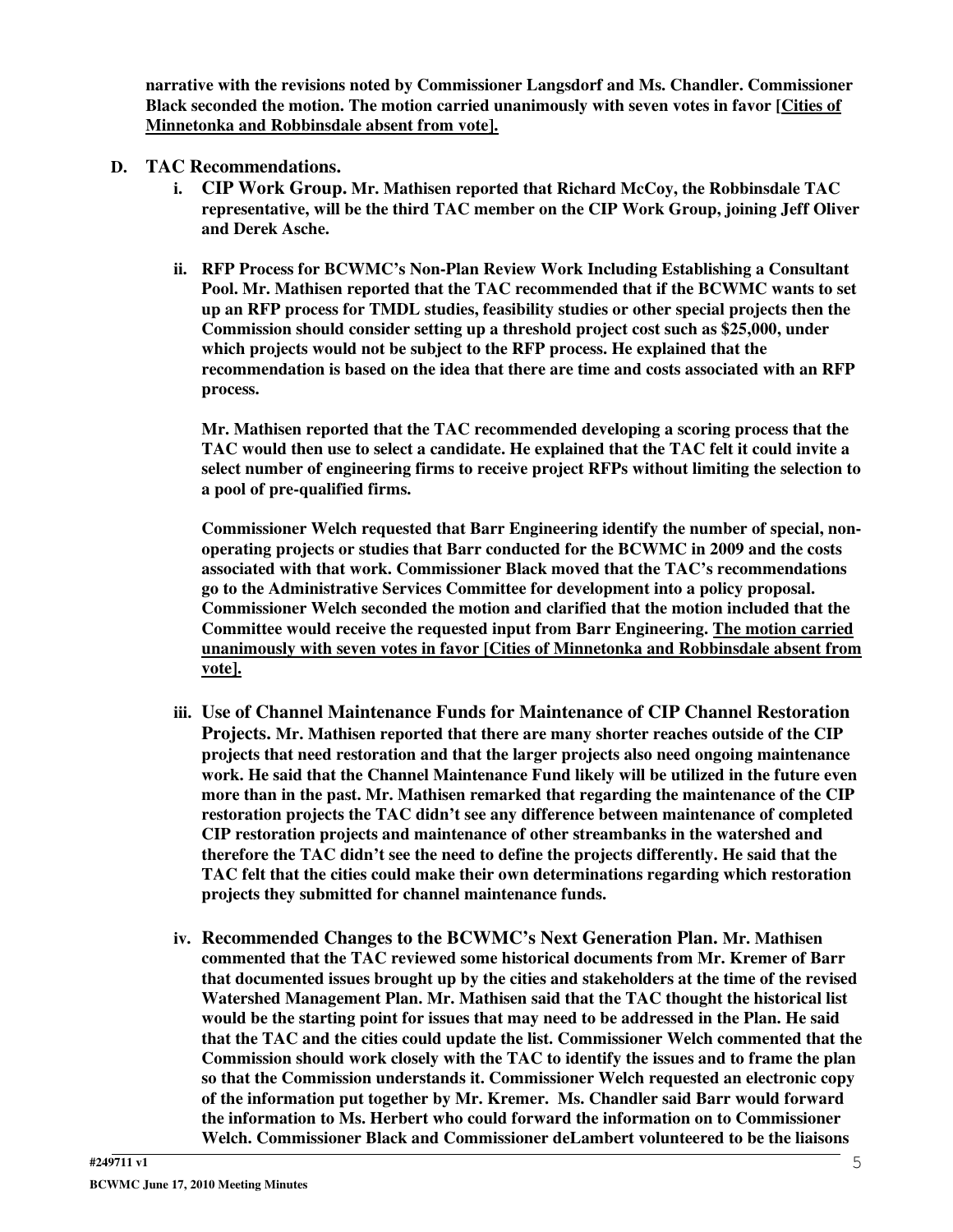**narrative with the revisions noted by Commissioner Langsdorf and Ms. Chandler. Commissioner Black seconded the motion. The motion carried unanimously with seven votes in favor [Cities of Minnetonka and Robbinsdale absent from vote].**

**D. TAC Recommendations.**

**i. CIP Work Group. Mr. Mathisen reported that Richard McCoy, the Robbinsdale TAC representative, will be the third TAC member on the CIP Work Group, joining Jeff Oliver and Derek Asche.**

**ii. RFP Process for BCWMC's Non-Plan Review Work Including Establishing a Consultant Pool. Mr. Mathisen reported that the TAC recommended that if the BCWMC wants to set up an RFP process for TMDL studies, feasibility studies or other special projects then the Commission should consider setting up a threshold project cost such as $25,000, under which projects would not be subject to the RFP process. He explained that the recommendation is based on the idea that there are time and costs associated with an RFP process.**

**Mr. Mathisen reported that the TAC recommended developing a scoring process that the TAC would then use to select a candidate. He explained that the TAC felt it could invite a select number of engineering firms to receive project RFPs without limiting the selection to a pool of pre-qualified firms.**

**Commissioner Welch requested that Barr Engineering identify the number of special, non-operating projects or studies that Barr conducted for the BCWMC in 2009 and the costs associated with that work. Commissioner Black moved that the TAC's recommendations go to the Administrative Services Committee for development into a policy proposal. Commissioner Welch seconded the motion and clarified that the motion included that the Committee would receive the requested input from Barr Engineering. The motion carried unanimously with seven votes in favor [Cities of Minnetonka and Robbinsdale absent from vote].**

**iii. Use of Channel Maintenance Funds for Maintenance of CIP Channel Restoration Projects. Mr. Mathisen reported that there are many shorter reaches outside of the CIP projects that need restoration and that the larger projects also need ongoing maintenance work. He said that the Channel Maintenance Fund likely will be utilized in the future even more than in the past. Mr. Mathisen remarked that regarding the maintenance of the CIP restoration projects the TAC didn't see any difference between maintenance of completed CIP restoration projects and maintenance of other streambanks in the watershed and therefore the TAC didn't see the need to define the projects differently. He said that the TAC felt that the cities could make their own determinations regarding which restoration projects they submitted for channel maintenance funds.**

**iv. Recommended Changes to the BCWMC's Next Generation Plan. Mr. Mathisen commented that the TAC reviewed some historical documents from Mr. Kremer of Barr that documented issues brought up by the cities and stakeholders at the time of the revised Watershed Management Plan. Mr. Mathisen said that the TAC thought the historical list would be the starting point for issues that may need to be addressed in the Plan. He said that the TAC and the cities could update the list. Commissioner Welch commented that the Commission should work closely with the TAC to identify the issues and to frame the plan so that the Commission understands it. Commissioner Welch requested an electronic copy of the information put together by Mr. Kremer. Ms. Chandler said Barr would forward the information to Ms. Herbert who could forward the information on to Commissioner Welch. Commissioner Black and Commissioner deLambert volunteered to be the liaisons**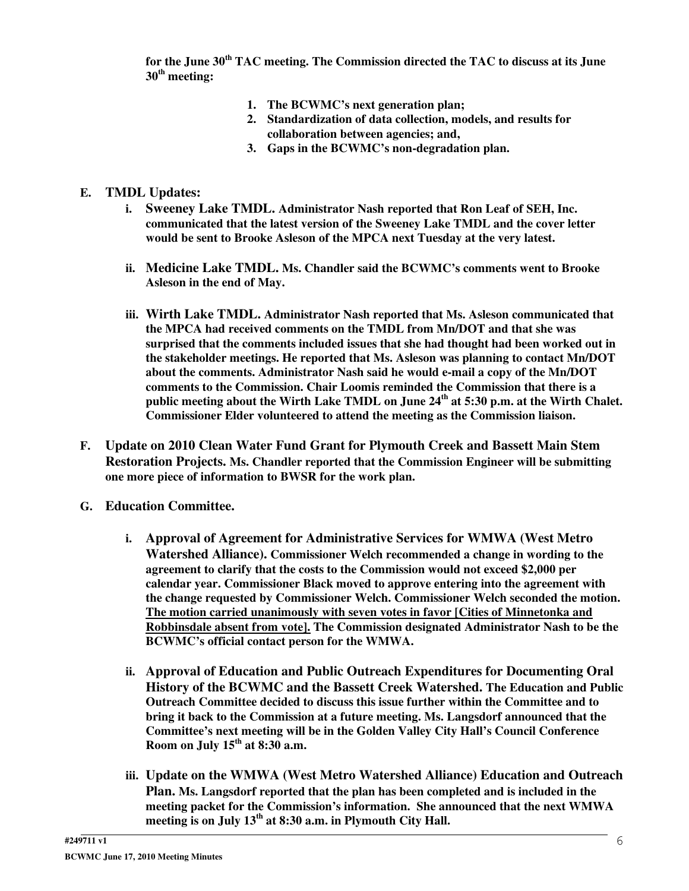**for the June 30th TAC meeting. The Commission directed the TAC to discuss at its June 30th meeting:**

1. **The BCWMC's next generation plan;**
2. **Standardization of data collection, models, and results for collaboration between agencies; and,**
3. **Gaps in the BCWMC's non-degradation plan.**

**E. TMDL Updates:**

- **i. Sweeney Lake TMDL. Administrator Nash reported that Ron Leaf of SEH, Inc. communicated that the latest version of the Sweeney Lake TMDL and the cover letter would be sent to Brooke Asleson of the MPCA next Tuesday at the very latest.**

- **ii. Medicine Lake TMDL. Ms. Chandler said the BCWMC's comments went to Brooke Asleson in the end of May.**

- **iii. Wirth Lake TMDL. Administrator Nash reported that Ms. Asleson communicated that the MPCA had received comments on the TMDL from Mn/DOT and that she was surprised that the comments included issues that she had thought had been worked out in the stakeholder meetings. He reported that Ms. Asleson was planning to contact Mn/DOT about the comments. Administrator Nash said he would e-mail a copy of the Mn/DOT comments to the Commission. Chair Loomis reminded the Commission that there is a public meeting about the Wirth Lake TMDL on June 24th at 5:30 p.m. at the Wirth Chalet. Commissioner Elder volunteered to attend the meeting as the Commission liaison.**

**F. Update on 2010 Clean Water Fund Grant for Plymouth Creek and Bassett Main Stem Restoration Projects. Ms. Chandler reported that the Commission Engineer will be submitting one more piece of information to BWSR for the work plan.**

**G. Education Committee.**

- **i. Approval of Agreement for Administrative Services for WMWA (West Metro Watershed Alliance). Commissioner Welch recommended a change in wording to the agreement to clarify that the costs to the Commission would not exceed $2,000 per calendar year. Commissioner Black moved to approve entering into the agreement with the change requested by Commissioner Welch. Commissioner Welch seconded the motion. <u>The motion carried unanimously with seven votes in favor [Cities of Minnetonka and Robbinsdale absent from vote].</u> The Commission designated Administrator Nash to be the BCWMC's official contact person for the WMWA.**

- **ii. Approval of Education and Public Outreach Expenditures for Documenting Oral History of the BCWMC and the Bassett Creek Watershed. The Education and Public Outreach Committee decided to discuss this issue further within the Committee and to bring it back to the Commission at a future meeting. Ms. Langsdorf announced that the Committee's next meeting will be in the Golden Valley City Hall's Council Conference Room on July 15th at 8:30 a.m.**

- **iii. Update on the WMWA (West Metro Watershed Alliance) Education and Outreach Plan. Ms. Langsdorf reported that the plan has been completed and is included in the meeting packet for the Commission's information. She announced that the next WMWA meeting is on July 13th at 8:30 a.m. in Plymouth City Hall.**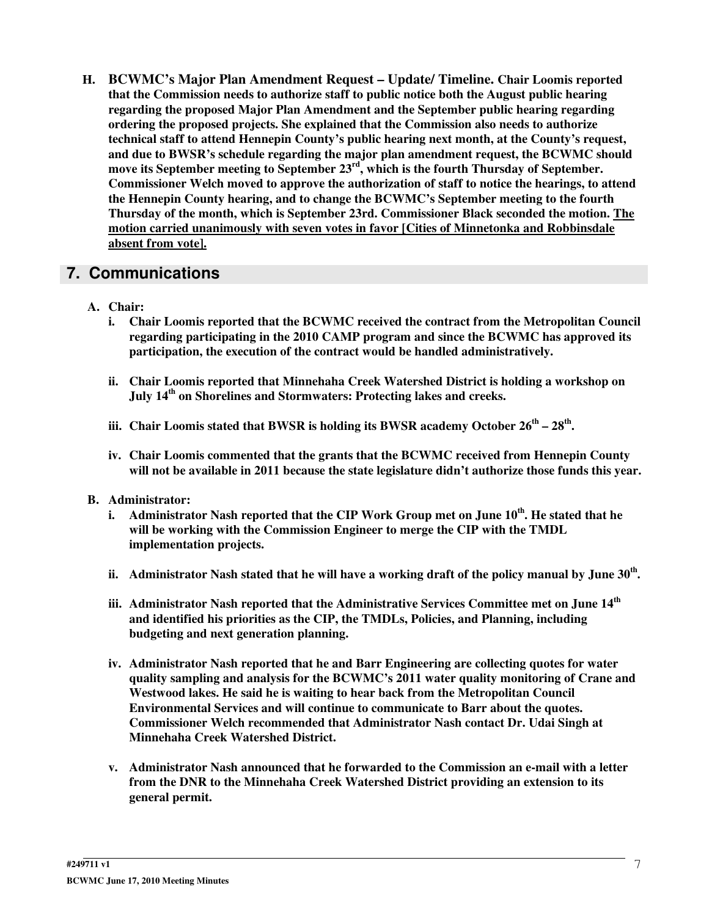**H. BCWMC's Major Plan Amendment Request – Update/ Timeline. Chair Loomis reported that the Commission needs to authorize staff to public notice both the August public hearing regarding the proposed Major Plan Amendment and the September public hearing regarding ordering the proposed projects. She explained that the Commission also needs to authorize technical staff to attend Hennepin County's public hearing next month, at the County's request, and due to BWSR's schedule regarding the major plan amendment request, the BCWMC should move its September meeting to September 23rd, which is the fourth Thursday of September. Commissioner Welch moved to approve the authorization of staff to notice the hearings, to attend the Hennepin County hearing, and to change the BCWMC's September meeting to the fourth Thursday of the month, which is September 23rd. Commissioner Black seconded the motion. <u>The motion carried unanimously with seven votes in favor [Cities of Minnetonka and Robbinsdale absent from vote].</u>**

## 7. Communications

**A. Chair:**

**i. Chair Loomis reported that the BCWMC received the contract from the Metropolitan Council regarding participating in the 2010 CAMP program and since the BCWMC has approved its participation, the execution of the contract would be handled administratively.**

**ii. Chair Loomis reported that Minnehaha Creek Watershed District is holding a workshop on July 14th on Shorelines and Stormwaters: Protecting lakes and creeks.**

**iii. Chair Loomis stated that BWSR is holding its BWSR academy October 26th – 28th.**

**iv. Chair Loomis commented that the grants that the BCWMC received from Hennepin County will not be available in 2011 because the state legislature didn't authorize those funds this year.**

**B. Administrator:**

**i. Administrator Nash reported that the CIP Work Group met on June 10th. He stated that he will be working with the Commission Engineer to merge the CIP with the TMDL implementation projects.**

**ii. Administrator Nash stated that he will have a working draft of the policy manual by June 30th.**

**iii. Administrator Nash reported that the Administrative Services Committee met on June 14th and identified his priorities as the CIP, the TMDLs, Policies, and Planning, including budgeting and next generation planning.**

**iv. Administrator Nash reported that he and Barr Engineering are collecting quotes for water quality sampling and analysis for the BCWMC's 2011 water quality monitoring of Crane and Westwood lakes. He said he is waiting to hear back from the Metropolitan Council Environmental Services and will continue to communicate to Barr about the quotes. Commissioner Welch recommended that Administrator Nash contact Dr. Udai Singh at Minnehaha Creek Watershed District.**

**v. Administrator Nash announced that he forwarded to the Commission an e-mail with a letter from the DNR to the Minnehaha Creek Watershed District providing an extension to its general permit.**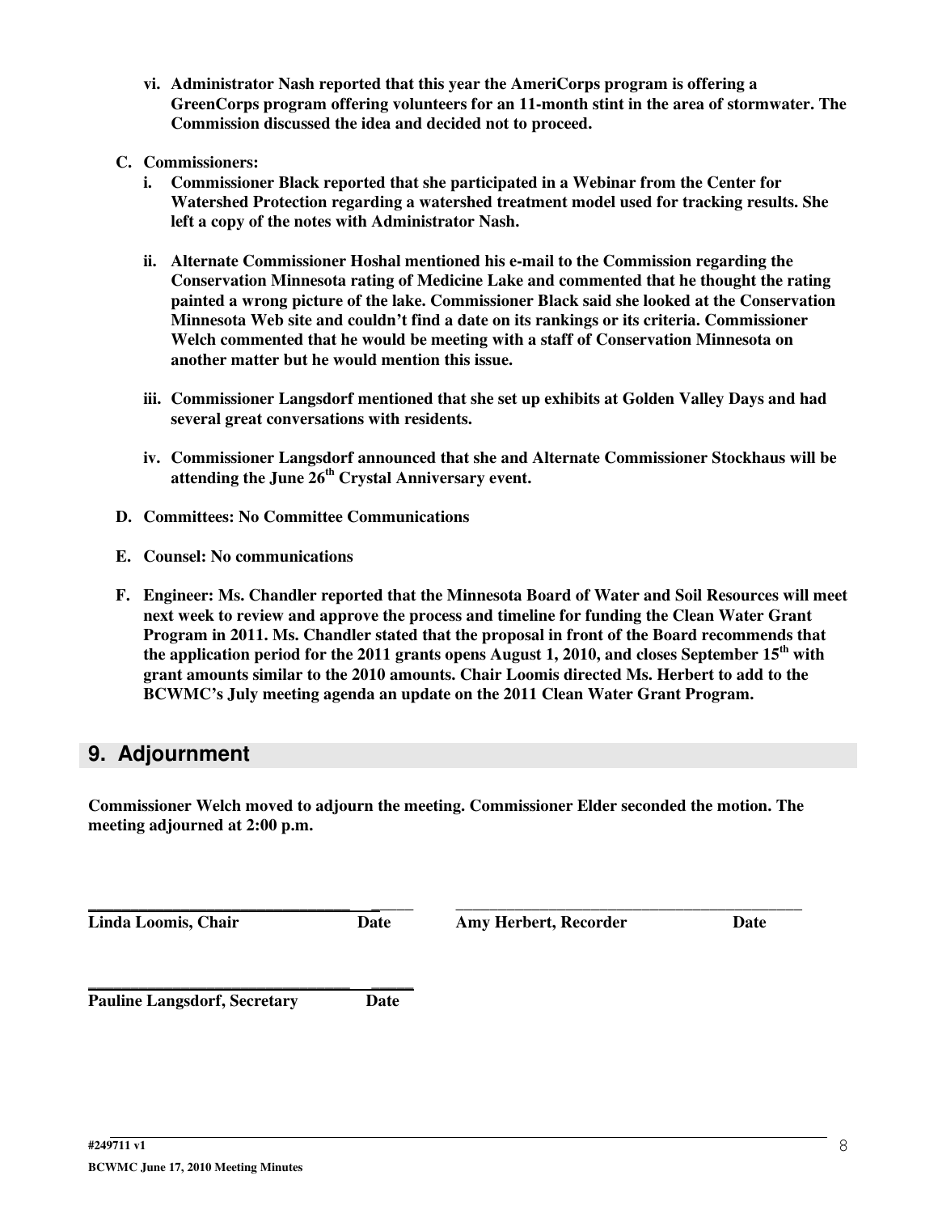**vi. Administrator Nash reported that this year the AmeriCorps program is offering a GreenCorps program offering volunteers for an 11-month stint in the area of stormwater. The Commission discussed the idea and decided not to proceed.**

**C. Commissioners:**

**i. Commissioner Black reported that she participated in a Webinar from the Center for Watershed Protection regarding a watershed treatment model used for tracking results. She left a copy of the notes with Administrator Nash.**

**ii. Alternate Commissioner Hoshal mentioned his e-mail to the Commission regarding the Conservation Minnesota rating of Medicine Lake and commented that he thought the rating painted a wrong picture of the lake. Commissioner Black said she looked at the Conservation Minnesota Web site and couldn't find a date on its rankings or its criteria. Commissioner Welch commented that he would be meeting with a staff of Conservation Minnesota on another matter but he would mention this issue.**

**iii. Commissioner Langsdorf mentioned that she set up exhibits at Golden Valley Days and had several great conversations with residents.**

**iv. Commissioner Langsdorf announced that she and Alternate Commissioner Stockhaus will be attending the June 26th Crystal Anniversary event.**

**D. Committees: No Committee Communications**

**E. Counsel: No communications**

**F. Engineer: Ms. Chandler reported that the Minnesota Board of Water and Soil Resources will meet next week to review and approve the process and timeline for funding the Clean Water Grant Program in 2011. Ms. Chandler stated that the proposal in front of the Board recommends that the application period for the 2011 grants opens August 1, 2010, and closes September 15th with grant amounts similar to the 2010 amounts. Chair Loomis directed Ms. Herbert to add to the BCWMC's July meeting agenda an update on the 2011 Clean Water Grant Program.**

## 9. Adjournment

**Commissioner Welch moved to adjourn the meeting. Commissioner Elder seconded the motion. The meeting adjourned at 2:00 p.m.**

______________________________ ______ ______________________________ ______

**Linda Loomis, Chair Date** **Amy Herbert, Recorder Date**

______________________________ ______

**Pauline Langsdorf, Secretary Date**

**#249711 v1**

**BCWMC June 17, 2010 Meeting Minutes**